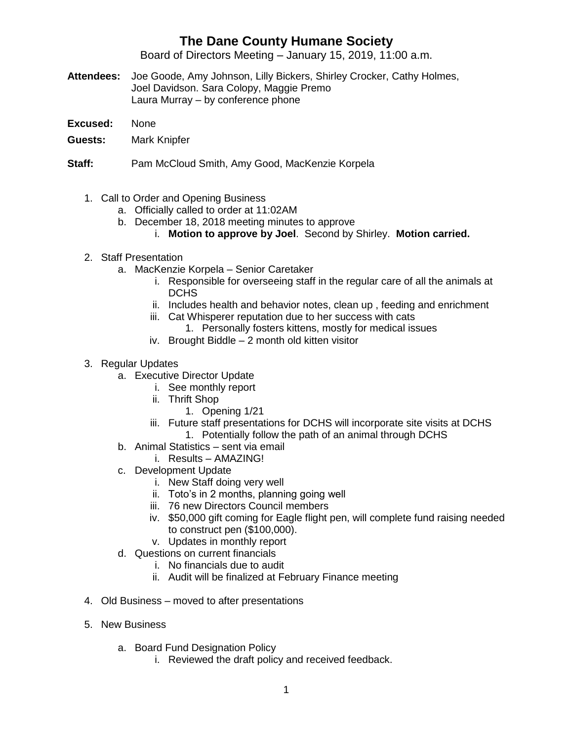# The Dane County Humane Society

Board of Directors Meeting – January 15, 2019, 11:00 a.m.

**Attendees:** Joe Goode, Amy Johnson, Lilly Bickers, Shirley Crocker, Cathy Holmes, Joel Davidson. Sara Colopy, Maggie Premo
Laura Murray – by conference phone

**Excused:** None

**Guests:** Mark Knipfer

**Staff:** Pam McCloud Smith, Amy Good, MacKenzie Korpela

1. Call to Order and Opening Business
    a. Officially called to order at 11:02AM
    b. December 18, 2018 meeting minutes to approve
        i. **Motion to approve by Joel**. Second by Shirley. **Motion carried.**

2. Staff Presentation
    a. MacKenzie Korpela – Senior Caretaker
        i. Responsible for overseeing staff in the regular care of all the animals at DCHS
        ii. Includes health and behavior notes, clean up , feeding and enrichment
        iii. Cat Whisperer reputation due to her success with cats
            1. Personally fosters kittens, mostly for medical issues
        iv. Brought Biddle – 2 month old kitten visitor

3. Regular Updates
    a. Executive Director Update
        i. See monthly report
        ii. Thrift Shop
            1. Opening 1/21
        iii. Future staff presentations for DCHS will incorporate site visits at DCHS
            1. Potentially follow the path of an animal through DCHS
    b. Animal Statistics – sent via email
        i. Results – AMAZING!
    c. Development Update
        i. New Staff doing very well
        ii. Toto's in 2 months, planning going well
        iii. 76 new Directors Council members
        iv. $50,000 gift coming for Eagle flight pen, will complete fund raising needed to construct pen ($100,000).
        v. Updates in monthly report
    d. Questions on current financials
        i. No financials due to audit
        ii. Audit will be finalized at February Finance meeting

4. Old Business – moved to after presentations

5. New Business

    a. Board Fund Designation Policy
        i. Reviewed the draft policy and received feedback.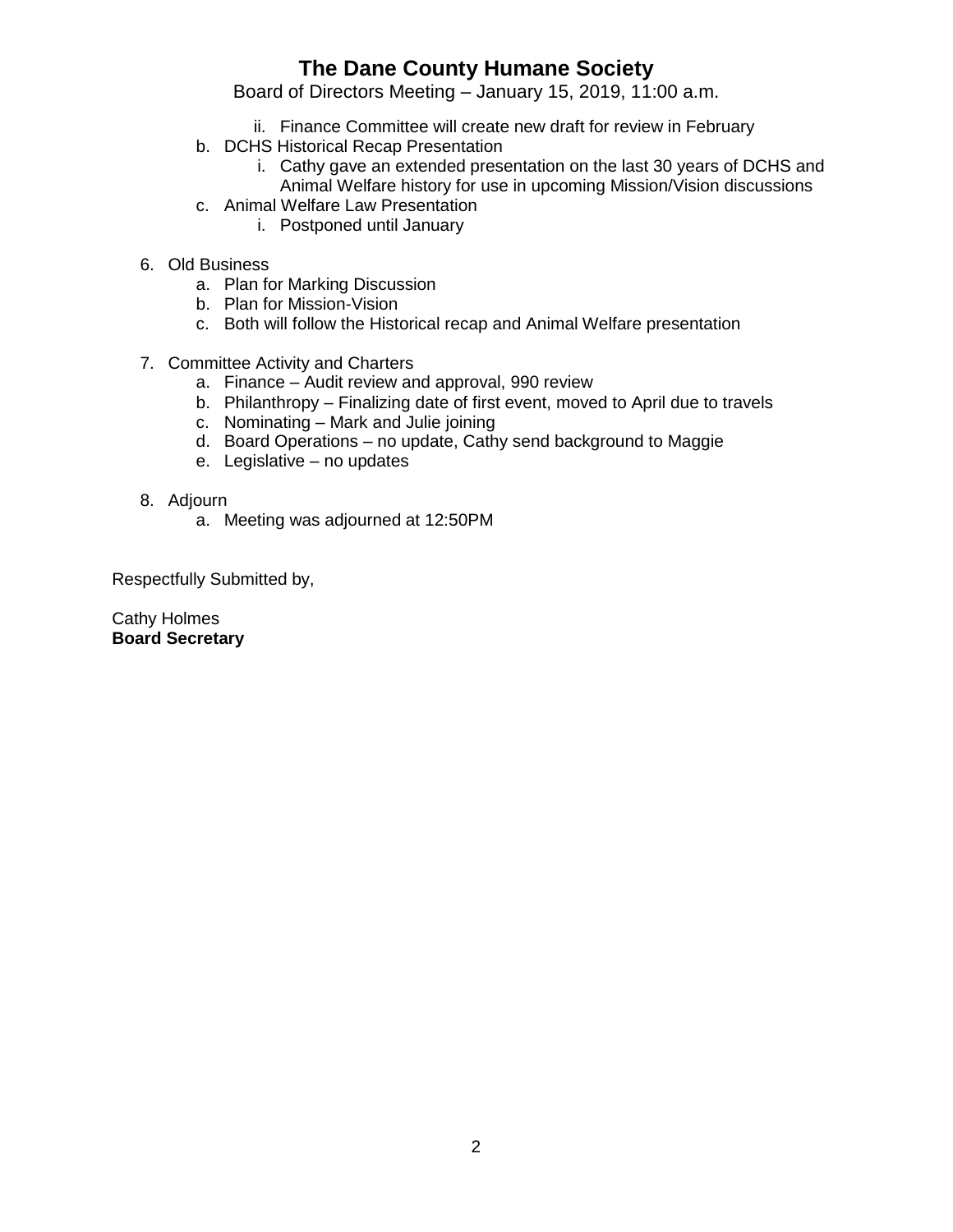ii. Finance Committee will create new draft for review in February

b. DCHS Historical Recap Presentation
    i. Cathy gave an extended presentation on the last 30 years of DCHS and Animal Welfare history for use in upcoming Mission/Vision discussions

c. Animal Welfare Law Presentation
    i. Postponed until January

6. Old Business
    a. Plan for Marking Discussion
    b. Plan for Mission-Vision
    c. Both will follow the Historical recap and Animal Welfare presentation

7. Committee Activity and Charters
    a. Finance – Audit review and approval, 990 review
    b. Philanthropy – Finalizing date of first event, moved to April due to travels
    c. Nominating – Mark and Julie joining
    d. Board Operations – no update, Cathy send background to Maggie
    e. Legislative – no updates

8. Adjourn
    a. Meeting was adjourned at 12:50PM

Respectfully Submitted by,

Cathy Holmes
**Board Secretary**